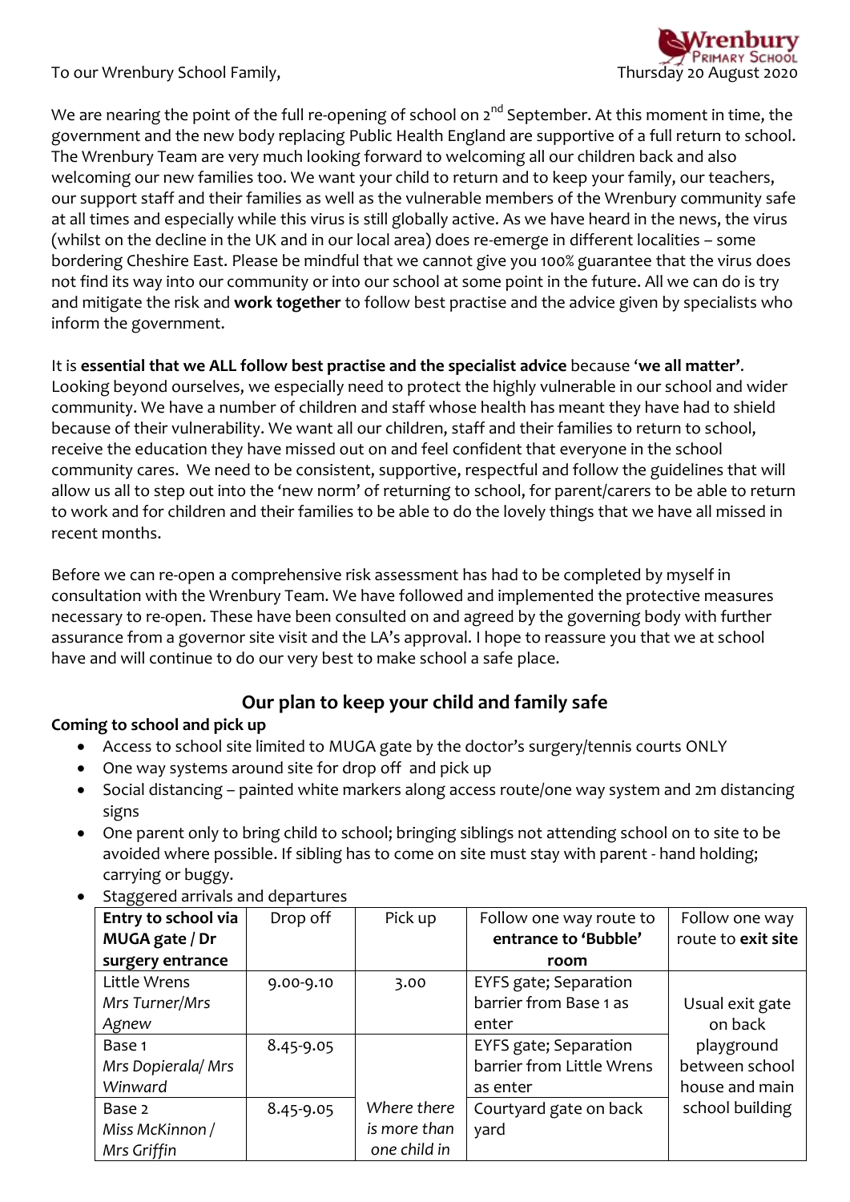To our Wrenbury School Family,

Thursday 20 August 2020

We are nearing the point of the full re-opening of school on 2nd September. At this moment in time, the government and the new body replacing Public Health England are supportive of a full return to school. The Wrenbury Team are very much looking forward to welcoming all our children back and also welcoming our new families too. We want your child to return and to keep your family, our teachers, our support staff and their families as well as the vulnerable members of the Wrenbury community safe at all times and especially while this virus is still globally active. As we have heard in the news, the virus (whilst on the decline in the UK and in our local area) does re-emerge in different localities – some bordering Cheshire East. Please be mindful that we cannot give you 100% guarantee that the virus does not find its way into our community or into our school at some point in the future. All we can do is try and mitigate the risk and **work together** to follow best practise and the advice given by specialists who inform the government.

It is **essential that we ALL follow best practise and the specialist advice** because '**we all matter**'. Looking beyond ourselves, we especially need to protect the highly vulnerable in our school and wider community. We have a number of children and staff whose health has meant they have had to shield because of their vulnerability. We want all our children, staff and their families to return to school, receive the education they have missed out on and feel confident that everyone in the school community cares. We need to be consistent, supportive, respectful and follow the guidelines that will allow us all to step out into the 'new norm' of returning to school, for parent/carers to be able to return to work and for children and their families to be able to do the lovely things that we have all missed in recent months.

Before we can re-open a comprehensive risk assessment has had to be completed by myself in consultation with the Wrenbury Team. We have followed and implemented the protective measures necessary to re-open. These have been consulted on and agreed by the governing body with further assurance from a governor site visit and the LA's approval. I hope to reassure you that we at school have and will continue to do our very best to make school a safe place.

## Our plan to keep your child and family safe

**Coming to school and pick up**

- Access to school site limited to MUGA gate by the doctor's surgery/tennis courts ONLY
- One way systems around site for drop off and pick up
- Social distancing – painted white markers along access route/one way system and 2m distancing signs
- One parent only to bring child to school; bringing siblings not attending school on to site to be avoided where possible. If sibling has to come on site must stay with parent - hand holding; carrying or buggy.
- Staggered arrivals and departures

| **Entry to school via MUGA gate / Dr surgery entrance** | Drop off | Pick up | Follow one way route to **entrance to 'Bubble' room** | Follow one way route to **exit site** |
|---|---|---|---|---|
| Little Wrens *Mrs Turner/Mrs Agnew* | 9.00-9.10 | 3.00 | EYFS gate; Separation barrier from Base 1 as enter | Usual exit gate on back playground between school house and main school building |
| Base 1 *Mrs Dopierala/ Mrs Winward* | 8.45-9.05 | | EYFS gate; Separation barrier from Little Wrens as enter | |
| Base 2 *Miss McKinnon / Mrs Griffin* | 8.45-9.05 | *Where there is more than one child in* | Courtyard gate on back yard | |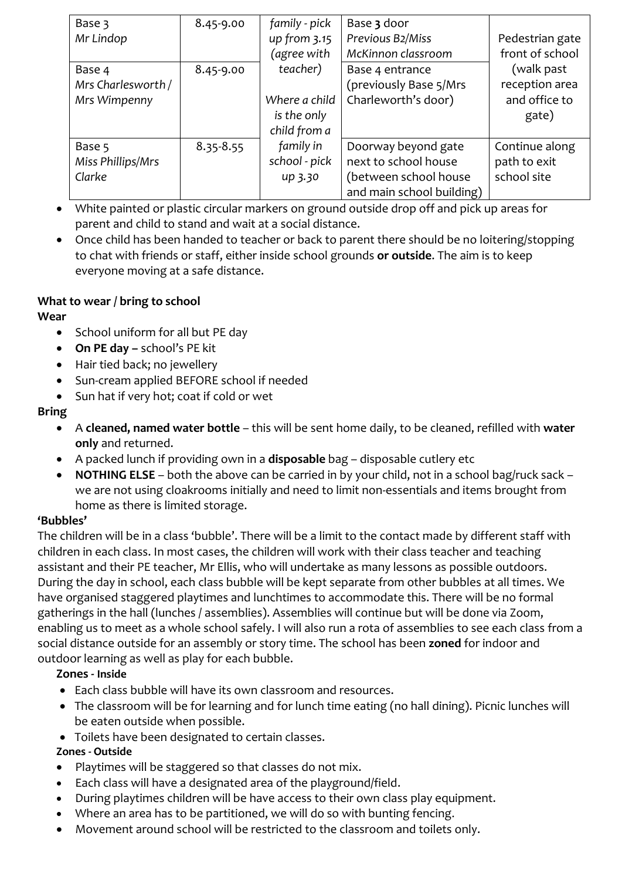| Base 3<br>*Mr Lindop* | 8.45-9.00 | *family - pick up from 3.15 (agree with teacher)*<br><br>*Where a child is the only child from a family in school - pick up 3.30* | Base **3** door<br>*Previous B2/Miss McKinnon classroom* | Pedestrian gate front of school (walk past reception area and office to gate) |
|---|---|---|---|---|
| Base 4<br>*Mrs Charlesworth / Mrs Wimpenny* | 8.45-9.00 | | Base 4 entrance (previously Base 5/Mrs Charleworth's door) | |
| Base 5<br>*Miss Phillips/Mrs Clarke* | 8.35-8.55 | | Doorway beyond gate next to school house (between school house and main school building) | Continue along path to exit school site |

- White painted or plastic circular markers on ground outside drop off and pick up areas for parent and child to stand and wait at a social distance.
- Once child has been handed to teacher or back to parent there should be no loitering/stopping to chat with friends or staff, either inside school grounds **or outside**. The aim is to keep everyone moving at a safe distance.

**What to wear / bring to school**

**Wear**

- School uniform for all but PE day
- **On PE day –** school's PE kit
- Hair tied back; no jewellery
- Sun-cream applied BEFORE school if needed
- Sun hat if very hot; coat if cold or wet

**Bring**

- A **cleaned, named water bottle** – this will be sent home daily, to be cleaned, refilled with **water only** and returned.
- A packed lunch if providing own in a **disposable** bag – disposable cutlery etc
- **NOTHING ELSE** – both the above can be carried in by your child, not in a school bag/ruck sack – we are not using cloakrooms initially and need to limit non-essentials and items brought from home as there is limited storage.

**'Bubbles'**

The children will be in a class 'bubble'. There will be a limit to the contact made by different staff with children in each class. In most cases, the children will work with their class teacher and teaching assistant and their PE teacher, Mr Ellis, who will undertake as many lessons as possible outdoors. During the day in school, each class bubble will be kept separate from other bubbles at all times. We have organised staggered playtimes and lunchtimes to accommodate this. There will be no formal gatherings in the hall (lunches / assemblies). Assemblies will continue but will be done via Zoom, enabling us to meet as a whole school safely. I will also run a rota of assemblies to see each class from a social distance outside for an assembly or story time. The school has been **zoned** for indoor and outdoor learning as well as play for each bubble.

**Zones - Inside**

- Each class bubble will have its own classroom and resources.
- The classroom will be for learning and for lunch time eating (no hall dining). Picnic lunches will be eaten outside when possible.
- Toilets have been designated to certain classes.

**Zones - Outside**

- Playtimes will be staggered so that classes do not mix.
- Each class will have a designated area of the playground/field.
- During playtimes children will be have access to their own class play equipment.
- Where an area has to be partitioned, we will do so with bunting fencing.
- Movement around school will be restricted to the classroom and toilets only.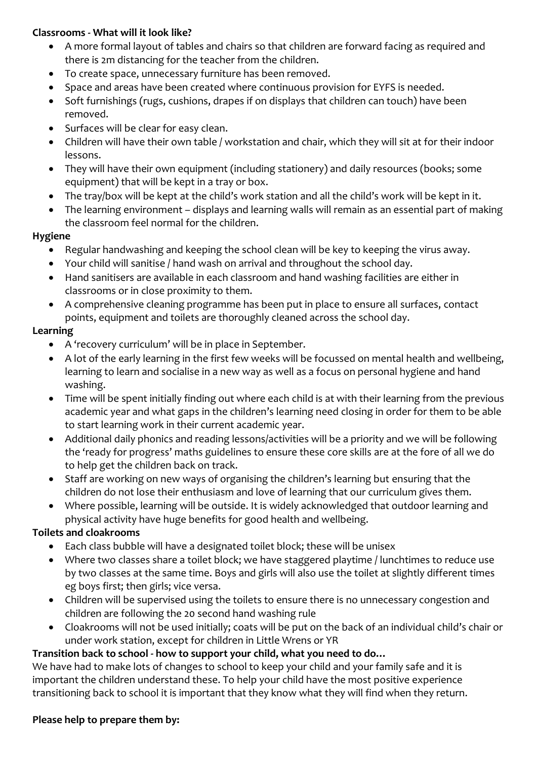**Classrooms - What will it look like?**

- A more formal layout of tables and chairs so that children are forward facing as required and there is 2m distancing for the teacher from the children.
- To create space, unnecessary furniture has been removed.
- Space and areas have been created where continuous provision for EYFS is needed.
- Soft furnishings (rugs, cushions, drapes if on displays that children can touch) have been removed.
- Surfaces will be clear for easy clean.
- Children will have their own table / workstation and chair, which they will sit at for their indoor lessons.
- They will have their own equipment (including stationery) and daily resources (books; some equipment) that will be kept in a tray or box.
- The tray/box will be kept at the child's work station and all the child's work will be kept in it.
- The learning environment – displays and learning walls will remain as an essential part of making the classroom feel normal for the children.

**Hygiene**

- Regular handwashing and keeping the school clean will be key to keeping the virus away.
- Your child will sanitise / hand wash on arrival and throughout the school day.
- Hand sanitisers are available in each classroom and hand washing facilities are either in classrooms or in close proximity to them.
- A comprehensive cleaning programme has been put in place to ensure all surfaces, contact points, equipment and toilets are thoroughly cleaned across the school day.

**Learning**

- A 'recovery curriculum' will be in place in September.
- A lot of the early learning in the first few weeks will be focussed on mental health and wellbeing, learning to learn and socialise in a new way as well as a focus on personal hygiene and hand washing.
- Time will be spent initially finding out where each child is at with their learning from the previous academic year and what gaps in the children's learning need closing in order for them to be able to start learning work in their current academic year.
- Additional daily phonics and reading lessons/activities will be a priority and we will be following the 'ready for progress' maths guidelines to ensure these core skills are at the fore of all we do to help get the children back on track.
- Staff are working on new ways of organising the children's learning but ensuring that the children do not lose their enthusiasm and love of learning that our curriculum gives them.
- Where possible, learning will be outside. It is widely acknowledged that outdoor learning and physical activity have huge benefits for good health and wellbeing.

**Toilets and cloakrooms**

- Each class bubble will have a designated toilet block; these will be unisex
- Where two classes share a toilet block; we have staggered playtime / lunchtimes to reduce use by two classes at the same time. Boys and girls will also use the toilet at slightly different times eg boys first; then girls; vice versa.
- Children will be supervised using the toilets to ensure there is no unnecessary congestion and children are following the 20 second hand washing rule
- Cloakrooms will not be used initially; coats will be put on the back of an individual child's chair or under work station, except for children in Little Wrens or YR

**Transition back to school - how to support your child, what you need to do…**

We have had to make lots of changes to school to keep your child and your family safe and it is important the children understand these. To help your child have the most positive experience transitioning back to school it is important that they know what they will find when they return.

**Please help to prepare them by:**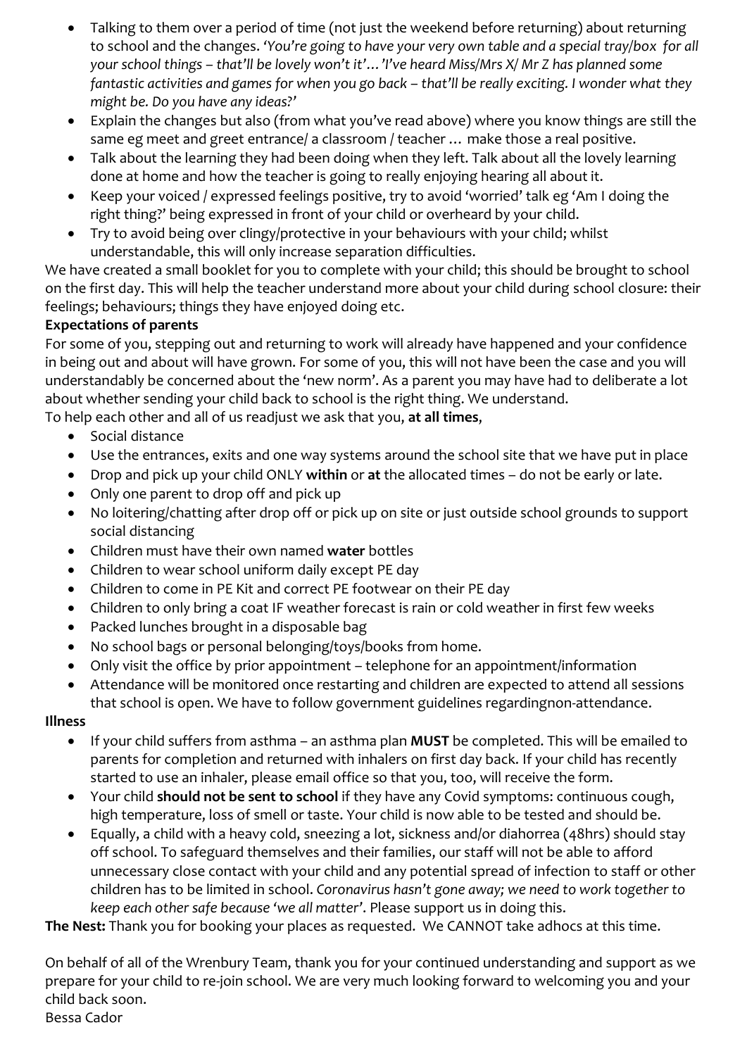- Talking to them over a period of time (not just the weekend before returning) about returning to school and the changes. '*You're going to have your very own table and a special tray/box for all your school things – that'll be lovely won't it'…'I've heard Miss/Mrs X/ Mr Z has planned some fantastic activities and games for when you go back – that'll be really exciting. I wonder what they might be. Do you have any ideas?'*
- Explain the changes but also (from what you've read above) where you know things are still the same eg meet and greet entrance/ a classroom / teacher … make those a real positive.
- Talk about the learning they had been doing when they left. Talk about all the lovely learning done at home and how the teacher is going to really enjoying hearing all about it.
- Keep your voiced / expressed feelings positive, try to avoid 'worried' talk eg 'Am I doing the right thing?' being expressed in front of your child or overheard by your child.
- Try to avoid being over clingy/protective in your behaviours with your child; whilst understandable, this will only increase separation difficulties.

We have created a small booklet for you to complete with your child; this should be brought to school on the first day. This will help the teacher understand more about your child during school closure: their feelings; behaviours; things they have enjoyed doing etc.

**Expectations of parents**

For some of you, stepping out and returning to work will already have happened and your confidence in being out and about will have grown. For some of you, this will not have been the case and you will understandably be concerned about the 'new norm'. As a parent you may have had to deliberate a lot about whether sending your child back to school is the right thing. We understand.

To help each other and all of us readjust we ask that you, **at all times**,

- Social distance
- Use the entrances, exits and one way systems around the school site that we have put in place
- Drop and pick up your child ONLY **within** or **at** the allocated times – do not be early or late.
- Only one parent to drop off and pick up
- No loitering/chatting after drop off or pick up on site or just outside school grounds to support social distancing
- Children must have their own named **water** bottles
- Children to wear school uniform daily except PE day
- Children to come in PE Kit and correct PE footwear on their PE day
- Children to only bring a coat IF weather forecast is rain or cold weather in first few weeks
- Packed lunches brought in a disposable bag
- No school bags or personal belonging/toys/books from home.
- Only visit the office by prior appointment – telephone for an appointment/information
- Attendance will be monitored once restarting and children are expected to attend all sessions that school is open. We have to follow government guidelines regardingnon-attendance.

**Illness**

- If your child suffers from asthma – an asthma plan **MUST** be completed. This will be emailed to parents for completion and returned with inhalers on first day back. If your child has recently started to use an inhaler, please email office so that you, too, will receive the form.
- Your child **should not be sent to school** if they have any Covid symptoms: continuous cough, high temperature, loss of smell or taste. Your child is now able to be tested and should be.
- Equally, a child with a heavy cold, sneezing a lot, sickness and/or diahorrea (48hrs) should stay off school. To safeguard themselves and their families, our staff will not be able to afford unnecessary close contact with your child and any potential spread of infection to staff or other children has to be limited in school. *Coronavirus hasn't gone away; we need to work together to keep each other safe because 'we all matter'*. Please support us in doing this.

**The Nest:** Thank you for booking your places as requested. We CANNOT take adhocs at this time.

On behalf of all of the Wrenbury Team, thank you for your continued understanding and support as we prepare for your child to re-join school. We are very much looking forward to welcoming you and your child back soon.

Bessa Cador